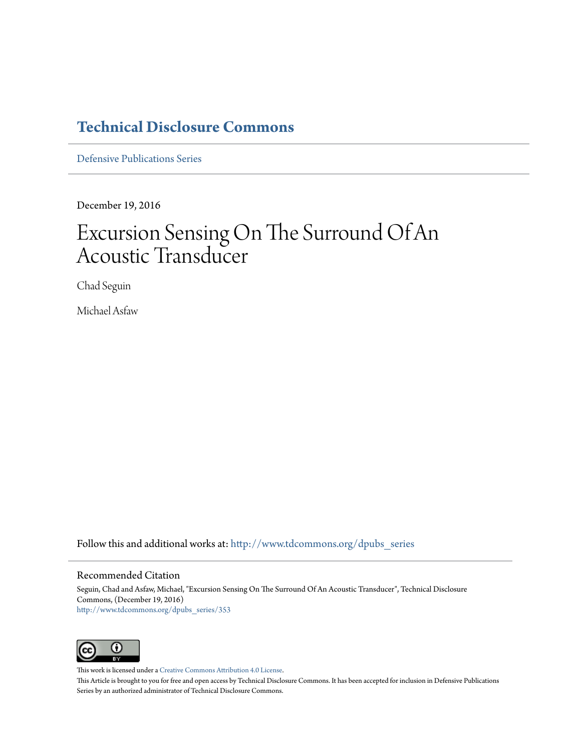# Technical Disclosure Commons

Defensive Publications Series

December 19, 2016

# Excursion Sensing On The Surround Of An Acoustic Transducer

Chad Seguin

Michael Asfaw

Follow this and additional works at: http://www.tdcommons.org/dpubs_series

## Recommended Citation

Seguin, Chad and Asfaw, Michael, "Excursion Sensing On The Surround Of An Acoustic Transducer", Technical Disclosure Commons, (December 19, 2016)
http://www.tdcommons.org/dpubs_series/353

This work is licensed under a Creative Commons Attribution 4.0 License.
This Article is brought to you for free and open access by Technical Disclosure Commons. It has been accepted for inclusion in Defensive Publications Series by an authorized administrator of Technical Disclosure Commons.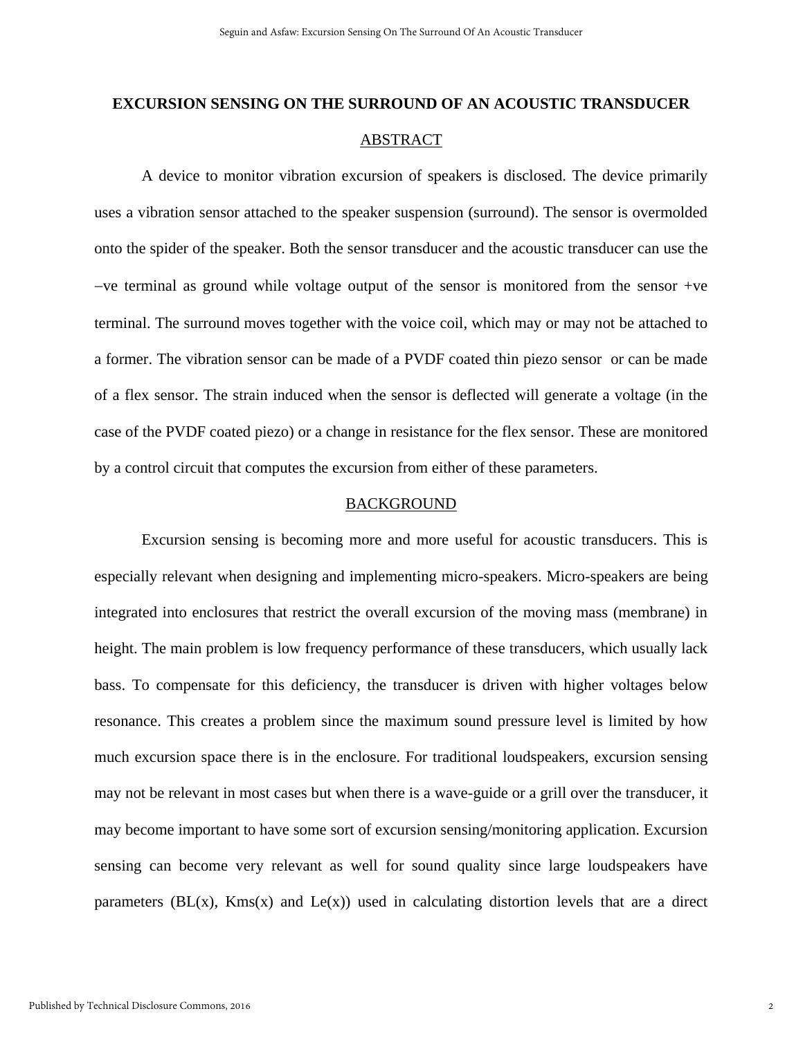# EXCURSION SENSING ON THE SURROUND OF AN ACOUSTIC TRANSDUCER

## ABSTRACT

A device to monitor vibration excursion of speakers is disclosed. The device primarily uses a vibration sensor attached to the speaker suspension (surround). The sensor is overmolded onto the spider of the speaker. Both the sensor transducer and the acoustic transducer can use the –ve terminal as ground while voltage output of the sensor is monitored from the sensor +ve terminal. The surround moves together with the voice coil, which may or may not be attached to a former. The vibration sensor can be made of a PVDF coated thin piezo sensor or can be made of a flex sensor. The strain induced when the sensor is deflected will generate a voltage (in the case of the PVDF coated piezo) or a change in resistance for the flex sensor. These are monitored by a control circuit that computes the excursion from either of these parameters.

## BACKGROUND

Excursion sensing is becoming more and more useful for acoustic transducers. This is especially relevant when designing and implementing micro-speakers. Micro-speakers are being integrated into enclosures that restrict the overall excursion of the moving mass (membrane) in height. The main problem is low frequency performance of these transducers, which usually lack bass. To compensate for this deficiency, the transducer is driven with higher voltages below resonance. This creates a problem since the maximum sound pressure level is limited by how much excursion space there is in the enclosure. For traditional loudspeakers, excursion sensing may not be relevant in most cases but when there is a wave-guide or a grill over the transducer, it may become important to have some sort of excursion sensing/monitoring application. Excursion sensing can become very relevant as well for sound quality since large loudspeakers have parameters (BL(x), Kms(x) and Le(x)) used in calculating distortion levels that are a direct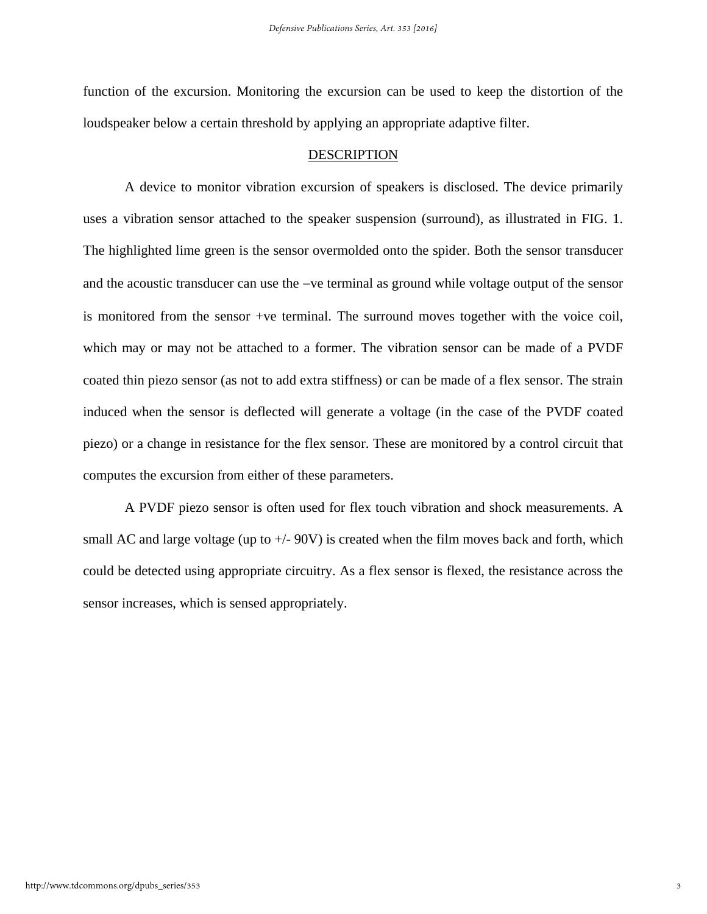function of the excursion. Monitoring the excursion can be used to keep the distortion of the loudspeaker below a certain threshold by applying an appropriate adaptive filter.

## DESCRIPTION

A device to monitor vibration excursion of speakers is disclosed. The device primarily uses a vibration sensor attached to the speaker suspension (surround), as illustrated in FIG. 1. The highlighted lime green is the sensor overmolded onto the spider. Both the sensor transducer and the acoustic transducer can use the –ve terminal as ground while voltage output of the sensor is monitored from the sensor +ve terminal. The surround moves together with the voice coil, which may or may not be attached to a former. The vibration sensor can be made of a PVDF coated thin piezo sensor (as not to add extra stiffness) or can be made of a flex sensor. The strain induced when the sensor is deflected will generate a voltage (in the case of the PVDF coated piezo) or a change in resistance for the flex sensor. These are monitored by a control circuit that computes the excursion from either of these parameters.

A PVDF piezo sensor is often used for flex touch vibration and shock measurements. A small AC and large voltage (up to +/- 90V) is created when the film moves back and forth, which could be detected using appropriate circuitry. As a flex sensor is flexed, the resistance across the sensor increases, which is sensed appropriately.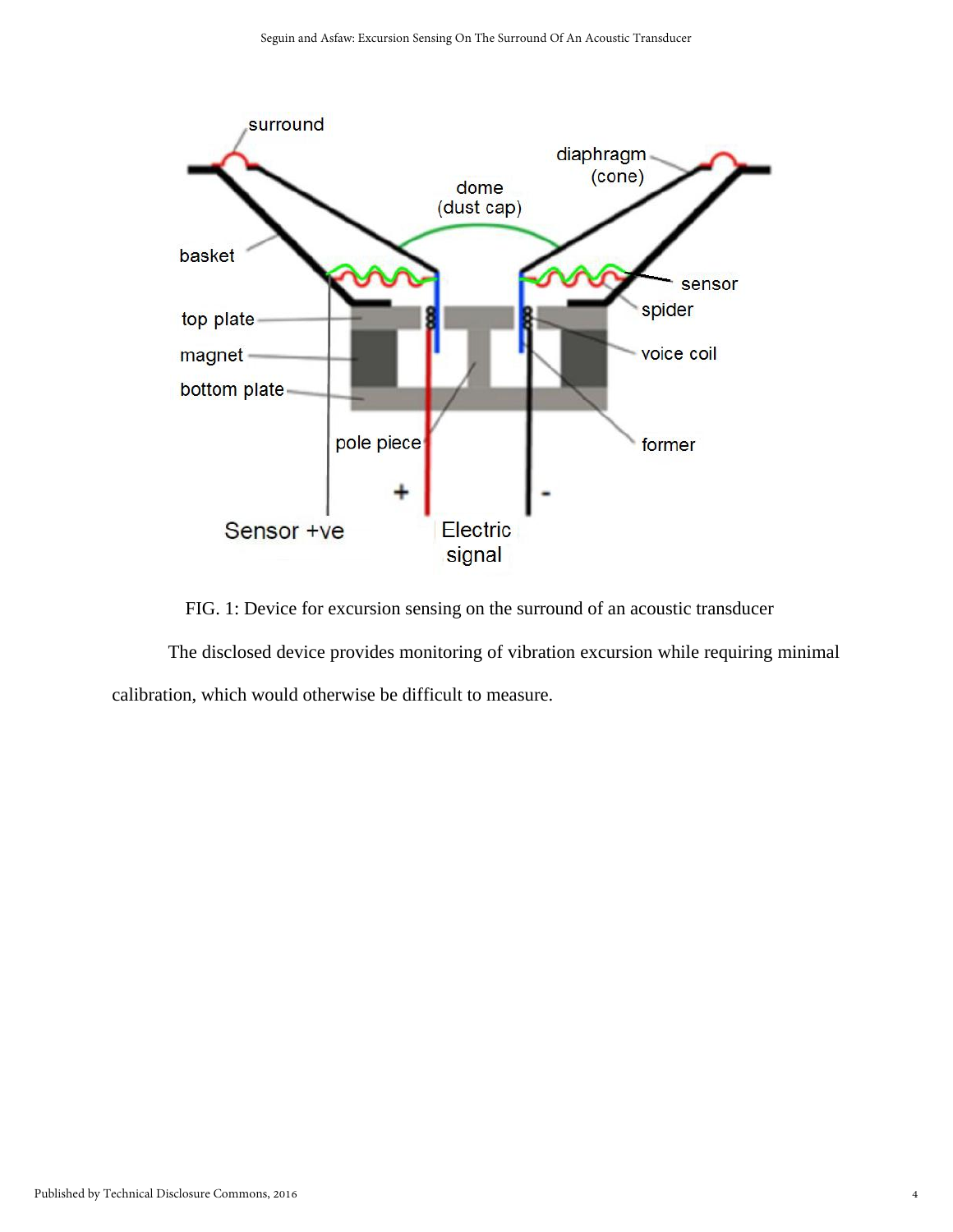FIG. 1: Device for excursion sensing on the surround of an acoustic transducer

The disclosed device provides monitoring of vibration excursion while requiring minimal calibration, which would otherwise be difficult to measure.